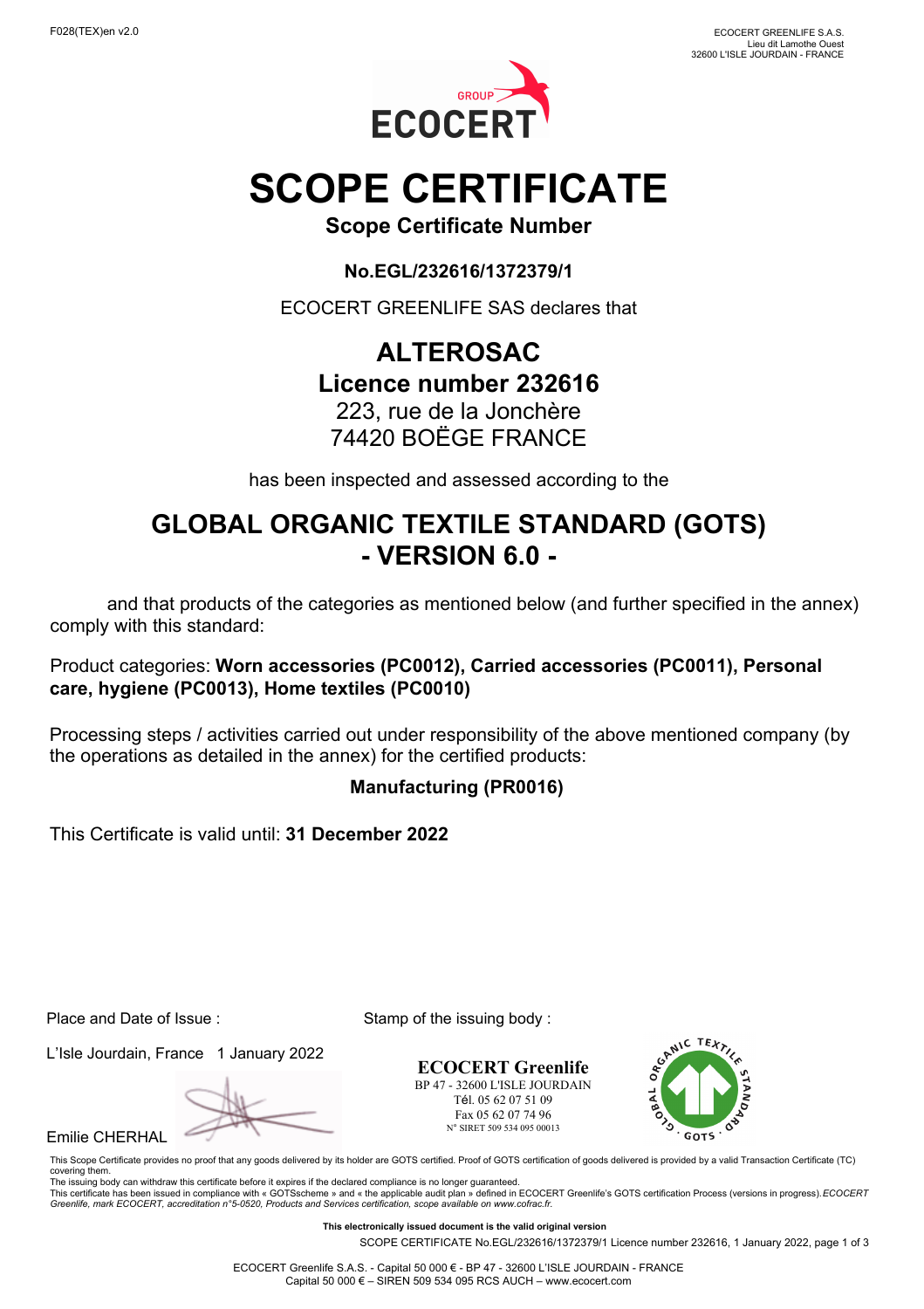F028(TEX)en v2.0

ECOCERT GREENLIFE S.A.S.
Lieu dit Lamothe Ouest
32600 L'ISLE JOURDAIN - FRANCE

# SCOPE CERTIFICATE

**Scope Certificate Number**

**No.EGL/232616/1372379/1**

ECOCERT GREENLIFE SAS declares that

## ALTEROSAC

**Licence number 232616**

223, rue de la Jonchère
74420 BOËGE FRANCE

has been inspected and assessed according to the

## GLOBAL ORGANIC TEXTILE STANDARD (GOTS) - VERSION 6.0 -

and that products of the categories as mentioned below (and further specified in the annex) comply with this standard:

Product categories: **Worn accessories (PC0012), Carried accessories (PC0011), Personal care, hygiene (PC0013), Home textiles (PC0010)**

Processing steps / activities carried out under responsibility of the above mentioned company (by the operations as detailed in the annex) for the certified products:

**Manufacturing (PR0016)**

This Certificate is valid until: **31 December 2022**

Place and Date of Issue :

L'Isle Jourdain, France 1 January 2022

Emilie CHERHAL

Stamp of the issuing body :

**ECOCERT Greenlife**
BP 47 - 32600 L'ISLE JOURDAIN
Tél. 05 62 07 51 09
Fax 05 62 07 74 96
N° SIRET 509 534 095 00013

GLOBAL ORGANIC TEXTILE STANDARD · GOTS ·

This Scope Certificate provides no proof that any goods delivered by its holder are GOTS certified. Proof of GOTS certification of goods delivered is provided by a valid Transaction Certificate (TC) covering them.
The issuing body can withdraw this certificate before it expires if the declared compliance is no longer guaranteed.
This certificate has been issued in compliance with « GOTSscheme » and « the applicable audit plan » defined in ECOCERT Greenlife's GOTS certification Process (versions in progress). *ECOCERT Greenlife, mark ECOCERT, accreditation n°5-0520, Products and Services certification, scope available on www.cofrac.fr.*

**This electronically issued document is the valid original version**

SCOPE CERTIFICATE No.EGL/232616/1372379/1 Licence number 232616, 1 January 2022

ECOCERT Greenlife S.A.S. - Capital 50 000 € - BP 47 - 32600 L'ISLE JOURDAIN - FRANCE
Capital 50 000 € – SIREN 509 534 095 RCS AUCH – www.ecocert.com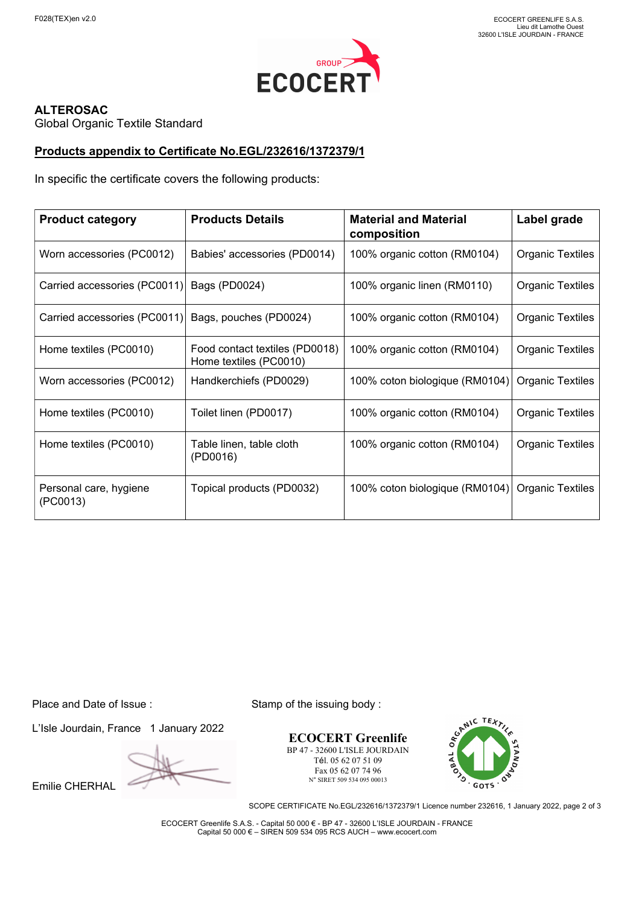F028(TEX)en v2.0

ECOCERT GREENLIFE S.A.S.
Lieu dit Lamothe Ouest
32600 L'ISLE JOURDAIN - FRANCE

**ALTEROSAC**
Global Organic Textile Standard

**Products appendix to Certificate No.EGL/232616/1372379/1**

In specific the certificate covers the following products:

| Product category | Products Details | Material and Material composition | Label grade |
|---|---|---|---|
| Worn accessories (PC0012) | Babies' accessories (PD0014) | 100% organic cotton (RM0104) | Organic Textiles |
| Carried accessories (PC0011) | Bags (PD0024) | 100% organic linen (RM0110) | Organic Textiles |
| Carried accessories (PC0011) | Bags, pouches (PD0024) | 100% organic cotton (RM0104) | Organic Textiles |
| Home textiles (PC0010) | Food contact textiles (PD0018) Home textiles (PC0010) | 100% organic cotton (RM0104) | Organic Textiles |
| Worn accessories (PC0012) | Handkerchiefs (PD0029) | 100% coton biologique (RM0104) | Organic Textiles |
| Home textiles (PC0010) | Toilet linen (PD0017) | 100% organic cotton (RM0104) | Organic Textiles |
| Home textiles (PC0010) | Table linen, table cloth (PD0016) | 100% organic cotton (RM0104) | Organic Textiles |
| Personal care, hygiene (PC0013) | Topical products (PD0032) | 100% coton biologique (RM0104) | Organic Textiles |

Place and Date of Issue :

L'Isle Jourdain, France 1 January 2022

Emilie CHERHAL

Stamp of the issuing body :

**ECOCERT Greenlife**
BP 47 - 32600 L'ISLE JOURDAIN
Tél. 05 62 07 51 09
Fax 05 62 07 74 96
N° SIRET 509 534 095 00013

SCOPE CERTIFICATE No.EGL/232616/1372379/1 Licence number 232616, 1 January 2022, page 2 of 3

ECOCERT Greenlife S.A.S. - Capital 50 000 € - BP 47 - 32600 L'ISLE JOURDAIN - FRANCE
Capital 50 000 € – SIREN 509 534 095 RCS AUCH – www.ecocert.com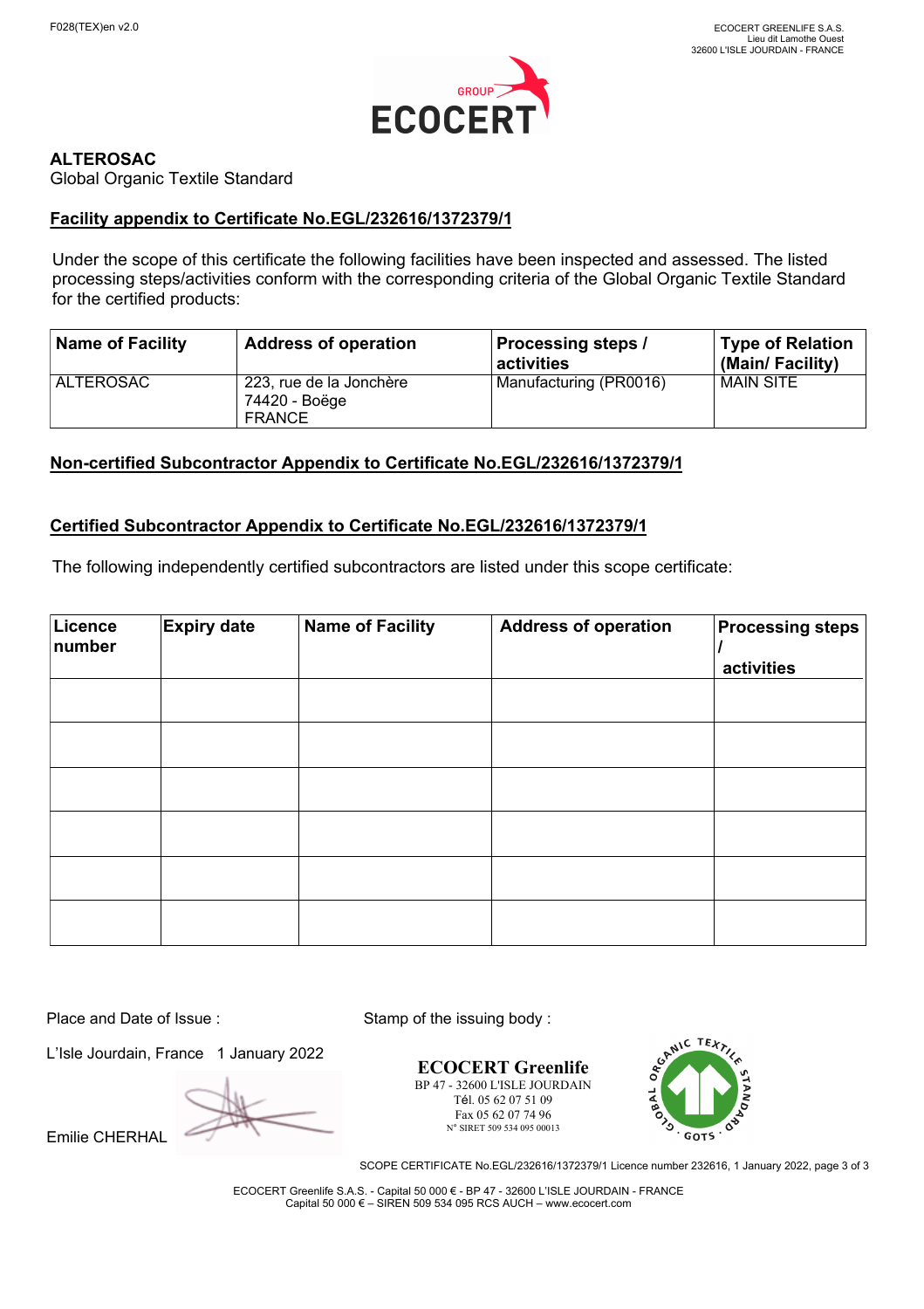F028(TEX)en v2.0

ECOCERT GREENLIFE S.A.S.
Lieu dit Lamothe Ouest
32600 L'ISLE JOURDAIN - FRANCE

**ALTEROSAC**
Global Organic Textile Standard

## Facility appendix to Certificate No.EGL/232616/1372379/1

Under the scope of this certificate the following facilities have been inspected and assessed. The listed processing steps/activities conform with the corresponding criteria of the Global Organic Textile Standard for the certified products:

| Name of Facility | Address of operation | Processing steps / activities | Type of Relation (Main/ Facility) |
|---|---|---|---|
| ALTEROSAC | 223, rue de la Jonchère<br>74420 - Boëge<br>FRANCE | Manufacturing (PR0016) | MAIN SITE |

## Non-certified Subcontractor Appendix to Certificate No.EGL/232616/1372379/1

## Certified Subcontractor Appendix to Certificate No.EGL/232616/1372379/1

The following independently certified subcontractors are listed under this scope certificate:

| Licence number | Expiry date | Name of Facility | Address of operation | Processing steps / activities |
|---|---|---|---|---|
| | | | | |
| | | | | |
| | | | | |
| | | | | |
| | | | | |
| | | | | |

Place and Date of Issue :

L'Isle Jourdain, France   1 January 2022

Emilie CHERHAL

Stamp of the issuing body :

**ECOCERT Greenlife**
BP 47 - 32600 L'ISLE JOURDAIN
Tél. 05 62 07 51 09
Fax 05 62 07 74 96
N° SIRET 509 534 095 00013

SCOPE CERTIFICATE No.EGL/232616/1372379/1 Licence number 232616, 1 January 2022, page 3 of 3

ECOCERT Greenlife S.A.S. - Capital 50 000 € - BP 47 - 32600 L'ISLE JOURDAIN - FRANCE
Capital 50 000 € – SIREN 509 534 095 RCS AUCH – www.ecocert.com